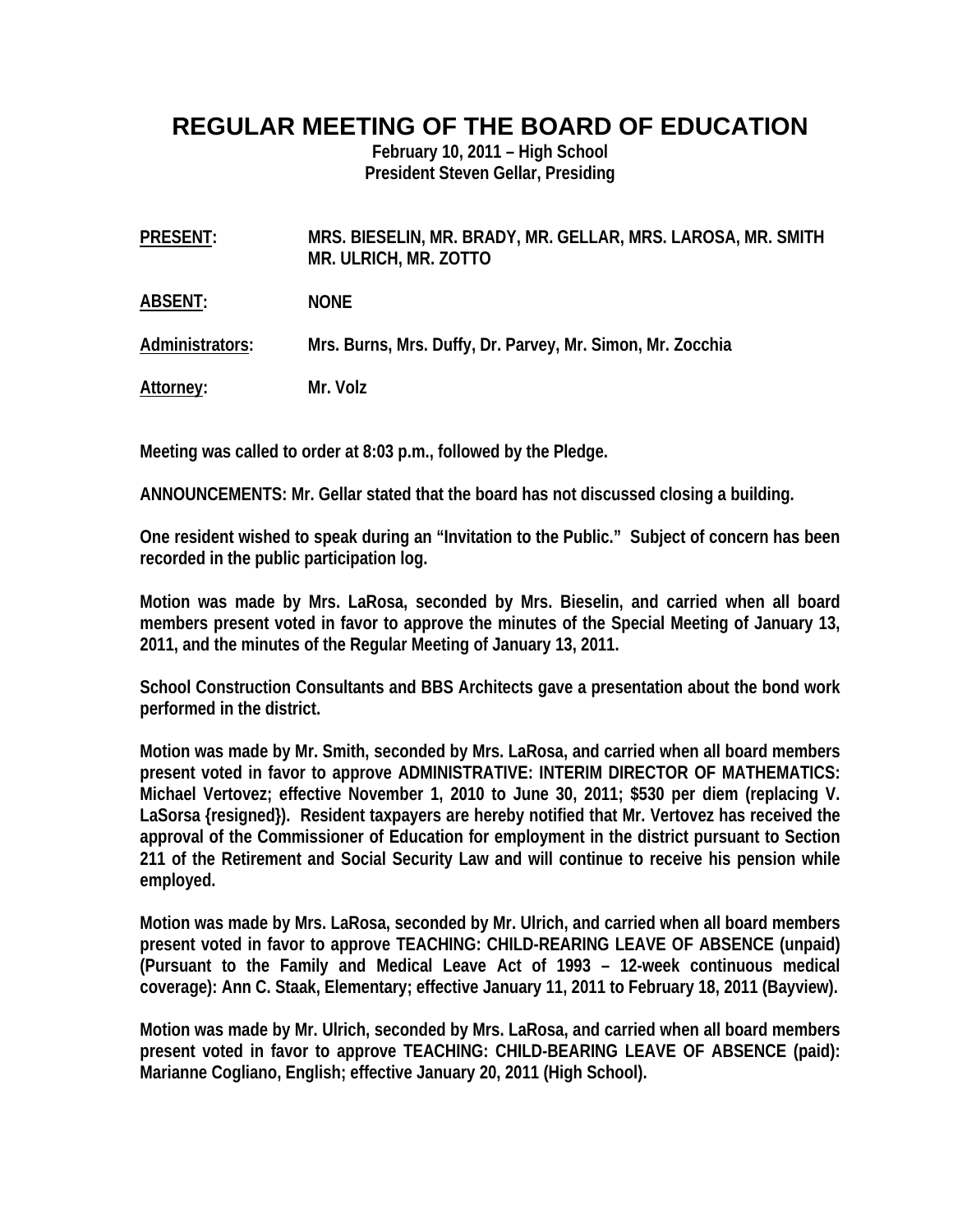# REGULAR MEETING OF THE BOARD OF EDUCATION

**February 10, 2011 – High School**
**President Steven Gellar, Presiding**

**PRESENT:** MRS. BIESELIN, MR. BRADY, MR. GELLAR, MRS. LAROSA, MR. SMITH MR. ULRICH, MR. ZOTTO

**ABSENT:** NONE

**Administrators:** Mrs. Burns, Mrs. Duffy, Dr. Parvey, Mr. Simon, Mr. Zocchia

**Attorney:** Mr. Volz

Meeting was called to order at 8:03 p.m., followed by the Pledge.

ANNOUNCEMENTS: Mr. Gellar stated that the board has not discussed closing a building.

One resident wished to speak during an "Invitation to the Public." Subject of concern has been recorded in the public participation log.

Motion was made by Mrs. LaRosa, seconded by Mrs. Bieselin, and carried when all board members present voted in favor to approve the minutes of the Special Meeting of January 13, 2011, and the minutes of the Regular Meeting of January 13, 2011.

School Construction Consultants and BBS Architects gave a presentation about the bond work performed in the district.

Motion was made by Mr. Smith, seconded by Mrs. LaRosa, and carried when all board members present voted in favor to approve ADMINISTRATIVE: INTERIM DIRECTOR OF MATHEMATICS: Michael Vertovez; effective November 1, 2010 to June 30, 2011; $530 per diem (replacing V. LaSorsa {resigned}). Resident taxpayers are hereby notified that Mr. Vertovez has received the approval of the Commissioner of Education for employment in the district pursuant to Section 211 of the Retirement and Social Security Law and will continue to receive his pension while employed.

Motion was made by Mrs. LaRosa, seconded by Mr. Ulrich, and carried when all board members present voted in favor to approve TEACHING: CHILD-REARING LEAVE OF ABSENCE (unpaid) (Pursuant to the Family and Medical Leave Act of 1993 – 12-week continuous medical coverage): Ann C. Staak, Elementary; effective January 11, 2011 to February 18, 2011 (Bayview).

Motion was made by Mr. Ulrich, seconded by Mrs. LaRosa, and carried when all board members present voted in favor to approve TEACHING: CHILD-BEARING LEAVE OF ABSENCE (paid): Marianne Cogliano, English; effective January 20, 2011 (High School).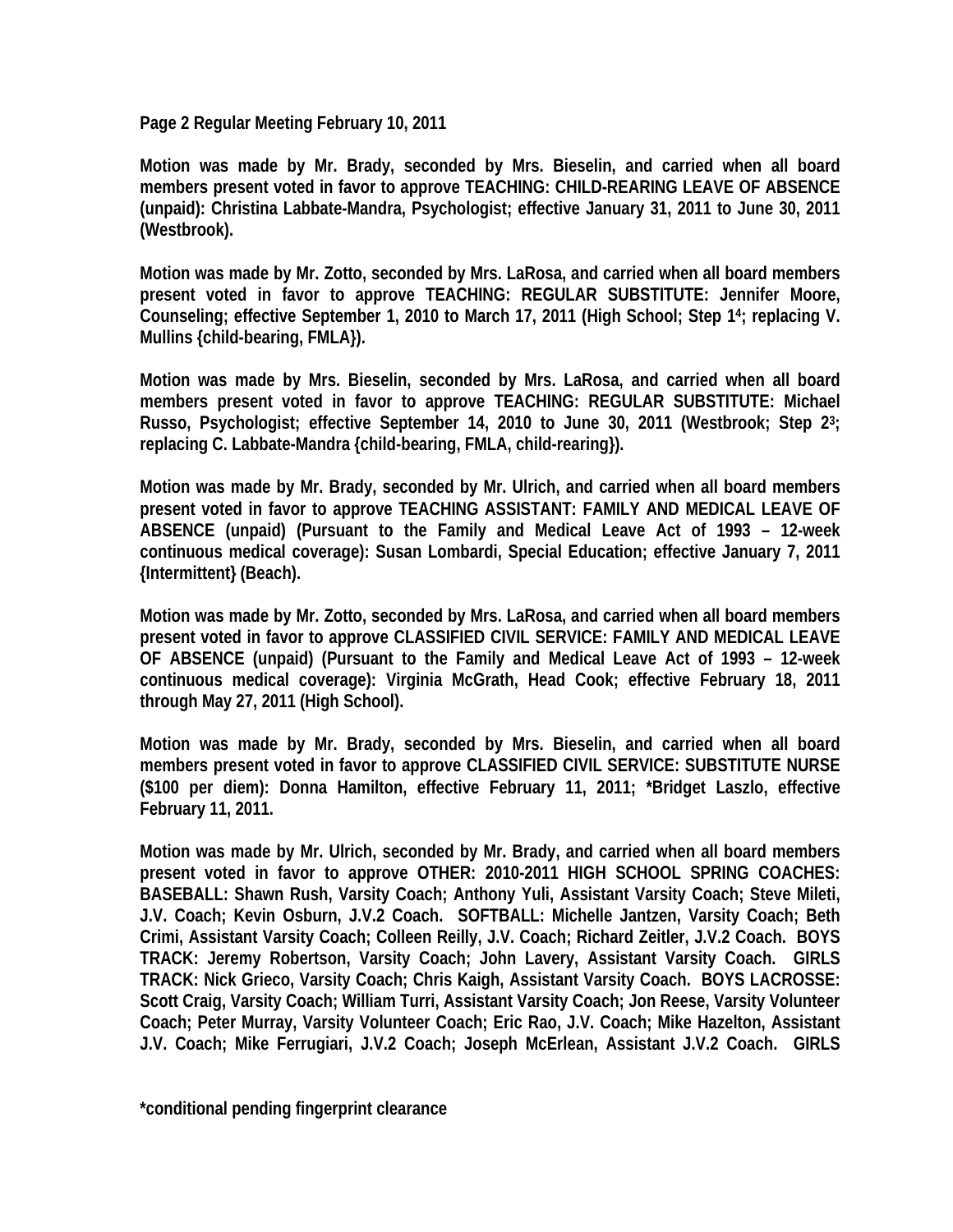**Page 2 Regular Meeting February 10, 2011**

**Motion was made by Mr. Brady, seconded by Mrs. Bieselin, and carried when all board members present voted in favor to approve TEACHING: CHILD-REARING LEAVE OF ABSENCE (unpaid): Christina Labbate-Mandra, Psychologist; effective January 31, 2011 to June 30, 2011 (Westbrook).**

**Motion was made by Mr. Zotto, seconded by Mrs. LaRosa, and carried when all board members present voted in favor to approve TEACHING: REGULAR SUBSTITUTE: Jennifer Moore, Counseling; effective September 1, 2010 to March 17, 2011 (High School; Step 1[4]; replacing V. Mullins {child-bearing, FMLA}).**

**Motion was made by Mrs. Bieselin, seconded by Mrs. LaRosa, and carried when all board members present voted in favor to approve TEACHING: REGULAR SUBSTITUTE: Michael Russo, Psychologist; effective September 14, 2010 to June 30, 2011 (Westbrook; Step 2[3]; replacing C. Labbate-Mandra {child-bearing, FMLA, child-rearing}).**

**Motion was made by Mr. Brady, seconded by Mr. Ulrich, and carried when all board members present voted in favor to approve TEACHING ASSISTANT: FAMILY AND MEDICAL LEAVE OF ABSENCE (unpaid) (Pursuant to the Family and Medical Leave Act of 1993 – 12-week continuous medical coverage): Susan Lombardi, Special Education; effective January 7, 2011 {Intermittent} (Beach).**

**Motion was made by Mr. Zotto, seconded by Mrs. LaRosa, and carried when all board members present voted in favor to approve CLASSIFIED CIVIL SERVICE: FAMILY AND MEDICAL LEAVE OF ABSENCE (unpaid) (Pursuant to the Family and Medical Leave Act of 1993 – 12-week continuous medical coverage): Virginia McGrath, Head Cook; effective February 18, 2011 through May 27, 2011 (High School).**

**Motion was made by Mr. Brady, seconded by Mrs. Bieselin, and carried when all board members present voted in favor to approve CLASSIFIED CIVIL SERVICE: SUBSTITUTE NURSE ($100 per diem): Donna Hamilton, effective February 11, 2011; *Bridget Laszlo, effective February 11, 2011.**

**Motion was made by Mr. Ulrich, seconded by Mr. Brady, and carried when all board members present voted in favor to approve OTHER: 2010-2011 HIGH SCHOOL SPRING COACHES: BASEBALL: Shawn Rush, Varsity Coach; Anthony Yuli, Assistant Varsity Coach; Steve Mileti, J.V. Coach; Kevin Osburn, J.V.2 Coach. SOFTBALL: Michelle Jantzen, Varsity Coach; Beth Crimi, Assistant Varsity Coach; Colleen Reilly, J.V. Coach; Richard Zeitler, J.V.2 Coach. BOYS TRACK: Jeremy Robertson, Varsity Coach; John Lavery, Assistant Varsity Coach. GIRLS TRACK: Nick Grieco, Varsity Coach; Chris Kaigh, Assistant Varsity Coach. BOYS LACROSSE: Scott Craig, Varsity Coach; William Turri, Assistant Varsity Coach; Jon Reese, Varsity Volunteer Coach; Peter Murray, Varsity Volunteer Coach; Eric Rao, J.V. Coach; Mike Hazelton, Assistant J.V. Coach; Mike Ferrugiari, J.V.2 Coach; Joseph McErlean, Assistant J.V.2 Coach. GIRLS**

**\*conditional pending fingerprint clearance**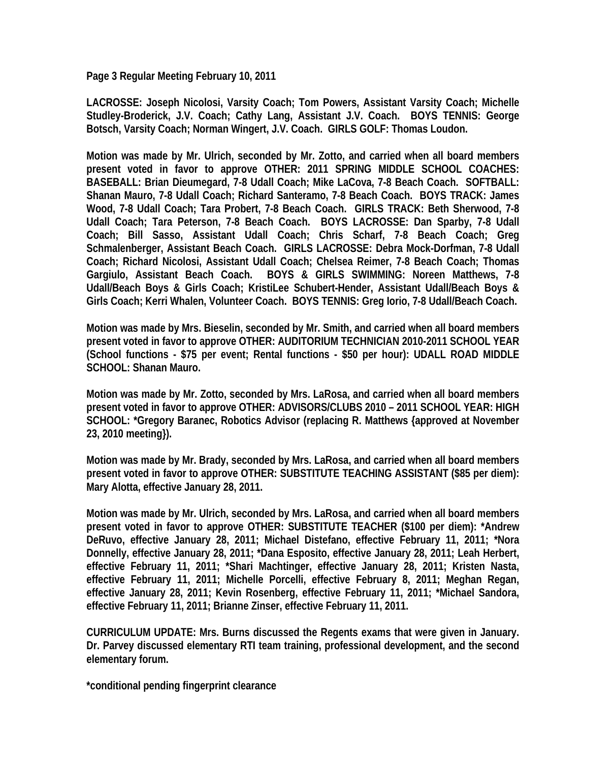**LACROSSE: Joseph Nicolosi, Varsity Coach; Tom Powers, Assistant Varsity Coach; Michelle Studley-Broderick, J.V. Coach; Cathy Lang, Assistant J.V. Coach. BOYS TENNIS: George Botsch, Varsity Coach; Norman Wingert, J.V. Coach. GIRLS GOLF: Thomas Loudon.**

**Motion was made by Mr. Ulrich, seconded by Mr. Zotto, and carried when all board members present voted in favor to approve OTHER: 2011 SPRING MIDDLE SCHOOL COACHES: BASEBALL: Brian Dieumegard, 7-8 Udall Coach; Mike LaCova, 7-8 Beach Coach. SOFTBALL: Shanan Mauro, 7-8 Udall Coach; Richard Santeramo, 7-8 Beach Coach. BOYS TRACK: James Wood, 7-8 Udall Coach; Tara Probert, 7-8 Beach Coach. GIRLS TRACK: Beth Sherwood, 7-8 Udall Coach; Tara Peterson, 7-8 Beach Coach. BOYS LACROSSE: Dan Sparby, 7-8 Udall Coach; Bill Sasso, Assistant Udall Coach; Chris Scharf, 7-8 Beach Coach; Greg Schmalenberger, Assistant Beach Coach. GIRLS LACROSSE: Debra Mock-Dorfman, 7-8 Udall Coach; Richard Nicolosi, Assistant Udall Coach; Chelsea Reimer, 7-8 Beach Coach; Thomas Gargiulo, Assistant Beach Coach. BOYS & GIRLS SWIMMING: Noreen Matthews, 7-8 Udall/Beach Boys & Girls Coach; KristiLee Schubert-Hender, Assistant Udall/Beach Boys & Girls Coach; Kerri Whalen, Volunteer Coach. BOYS TENNIS: Greg Iorio, 7-8 Udall/Beach Coach.**

**Motion was made by Mrs. Bieselin, seconded by Mr. Smith, and carried when all board members present voted in favor to approve OTHER: AUDITORIUM TECHNICIAN 2010-2011 SCHOOL YEAR (School functions - $75 per event; Rental functions - $50 per hour): UDALL ROAD MIDDLE SCHOOL: Shanan Mauro.**

**Motion was made by Mr. Zotto, seconded by Mrs. LaRosa, and carried when all board members present voted in favor to approve OTHER: ADVISORS/CLUBS 2010 – 2011 SCHOOL YEAR: HIGH SCHOOL: *Gregory Baranec, Robotics Advisor (replacing R. Matthews {approved at November 23, 2010 meeting}).**

**Motion was made by Mr. Brady, seconded by Mrs. LaRosa, and carried when all board members present voted in favor to approve OTHER: SUBSTITUTE TEACHING ASSISTANT ($85 per diem): Mary Alotta, effective January 28, 2011.**

**Motion was made by Mr. Ulrich, seconded by Mrs. LaRosa, and carried when all board members present voted in favor to approve OTHER: SUBSTITUTE TEACHER ($100 per diem): *Andrew DeRuvo, effective January 28, 2011; Michael Distefano, effective February 11, 2011; *Nora Donnelly, effective January 28, 2011; *Dana Esposito, effective January 28, 2011; Leah Herbert, effective February 11, 2011; *Shari Machtinger, effective January 28, 2011; Kristen Nasta, effective February 11, 2011; Michelle Porcelli, effective February 8, 2011; Meghan Regan, effective January 28, 2011; Kevin Rosenberg, effective February 11, 2011; *Michael Sandora, effective February 11, 2011; Brianne Zinser, effective February 11, 2011.**

**CURRICULUM UPDATE: Mrs. Burns discussed the Regents exams that were given in January. Dr. Parvey discussed elementary RTI team training, professional development, and the second elementary forum.**

**\*conditional pending fingerprint clearance**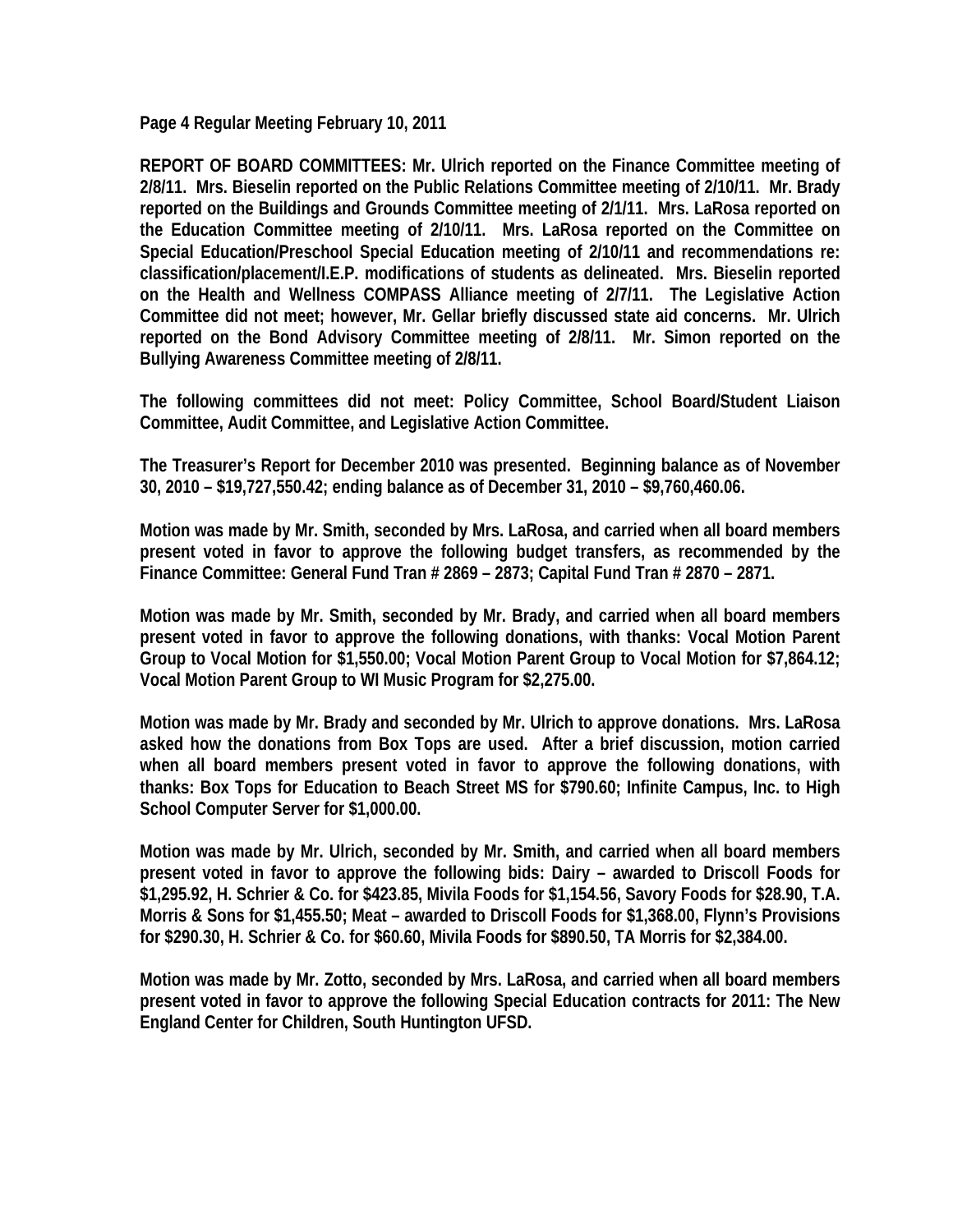**Page 4 Regular Meeting February 10, 2011**

**REPORT OF BOARD COMMITTEES: Mr. Ulrich reported on the Finance Committee meeting of 2/8/11. Mrs. Bieselin reported on the Public Relations Committee meeting of 2/10/11. Mr. Brady reported on the Buildings and Grounds Committee meeting of 2/1/11. Mrs. LaRosa reported on the Education Committee meeting of 2/10/11. Mrs. LaRosa reported on the Committee on Special Education/Preschool Special Education meeting of 2/10/11 and recommendations re: classification/placement/I.E.P. modifications of students as delineated. Mrs. Bieselin reported on the Health and Wellness COMPASS Alliance meeting of 2/7/11. The Legislative Action Committee did not meet; however, Mr. Gellar briefly discussed state aid concerns. Mr. Ulrich reported on the Bond Advisory Committee meeting of 2/8/11. Mr. Simon reported on the Bullying Awareness Committee meeting of 2/8/11.**

**The following committees did not meet: Policy Committee, School Board/Student Liaison Committee, Audit Committee, and Legislative Action Committee.**

**The Treasurer's Report for December 2010 was presented. Beginning balance as of November 30, 2010 – $19,727,550.42; ending balance as of December 31, 2010 – $9,760,460.06.**

**Motion was made by Mr. Smith, seconded by Mrs. LaRosa, and carried when all board members present voted in favor to approve the following budget transfers, as recommended by the Finance Committee: General Fund Tran # 2869 – 2873; Capital Fund Tran # 2870 – 2871.**

**Motion was made by Mr. Smith, seconded by Mr. Brady, and carried when all board members present voted in favor to approve the following donations, with thanks: Vocal Motion Parent Group to Vocal Motion for $1,550.00; Vocal Motion Parent Group to Vocal Motion for $7,864.12; Vocal Motion Parent Group to WI Music Program for $2,275.00.**

**Motion was made by Mr. Brady and seconded by Mr. Ulrich to approve donations. Mrs. LaRosa asked how the donations from Box Tops are used. After a brief discussion, motion carried when all board members present voted in favor to approve the following donations, with thanks: Box Tops for Education to Beach Street MS for $790.60; Infinite Campus, Inc. to High School Computer Server for $1,000.00.**

**Motion was made by Mr. Ulrich, seconded by Mr. Smith, and carried when all board members present voted in favor to approve the following bids: Dairy – awarded to Driscoll Foods for $1,295.92, H. Schrier & Co. for $423.85, Mivila Foods for $1,154.56, Savory Foods for $28.90, T.A. Morris & Sons for $1,455.50; Meat – awarded to Driscoll Foods for $1,368.00, Flynn's Provisions for $290.30, H. Schrier & Co. for $60.60, Mivila Foods for $890.50, TA Morris for $2,384.00.**

**Motion was made by Mr. Zotto, seconded by Mrs. LaRosa, and carried when all board members present voted in favor to approve the following Special Education contracts for 2011: The New England Center for Children, South Huntington UFSD.**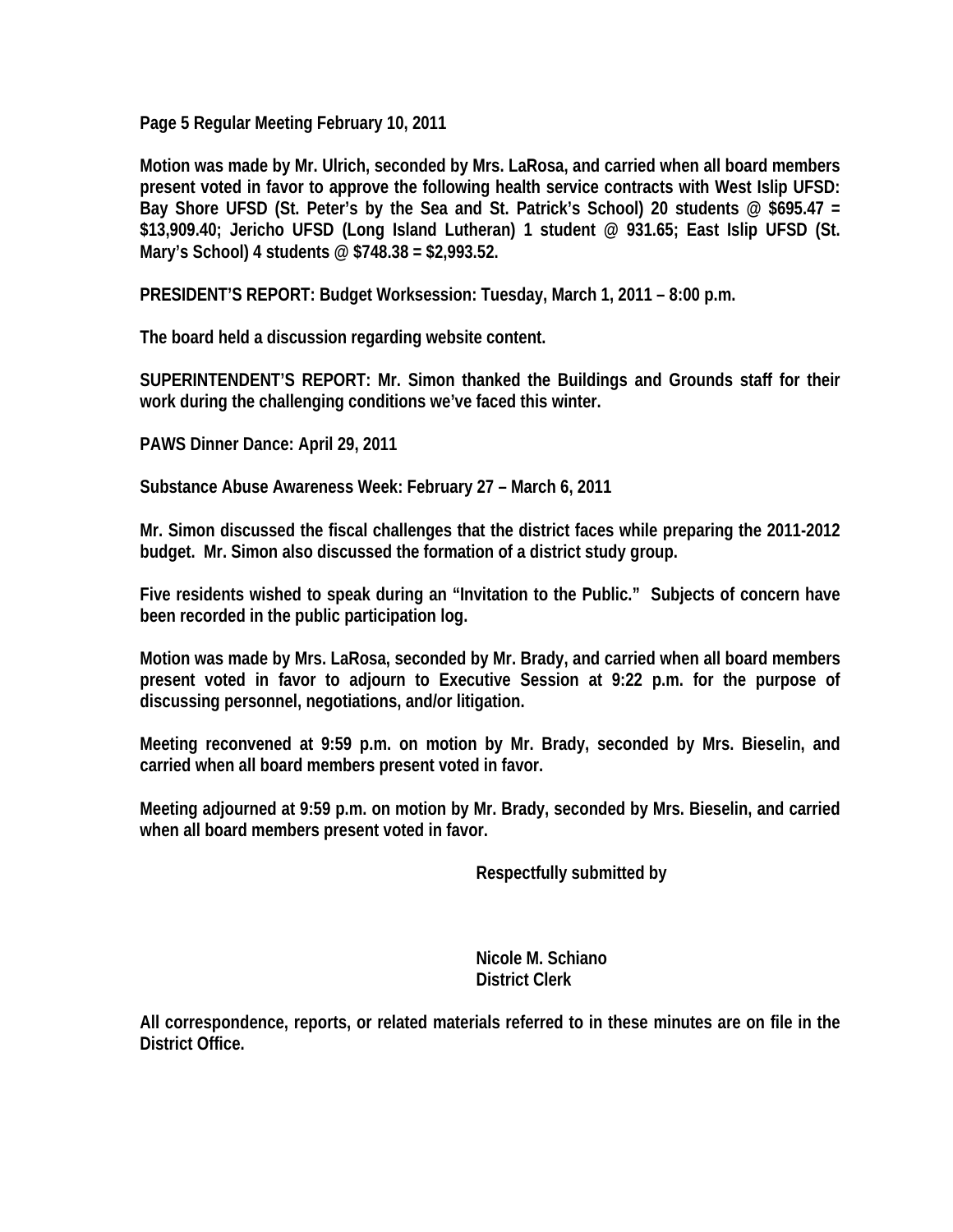Page 5 Regular Meeting February 10, 2011

Motion was made by Mr. Ulrich, seconded by Mrs. LaRosa, and carried when all board members present voted in favor to approve the following health service contracts with West Islip UFSD: Bay Shore UFSD (St. Peter's by the Sea and St. Patrick's School) 20 students @ $695.47 = $13,909.40; Jericho UFSD (Long Island Lutheran) 1 student @ 931.65; East Islip UFSD (St. Mary's School) 4 students @ $748.38 = $2,993.52.

PRESIDENT'S REPORT: Budget Worksession: Tuesday, March 1, 2011 – 8:00 p.m.

The board held a discussion regarding website content.

SUPERINTENDENT'S REPORT: Mr. Simon thanked the Buildings and Grounds staff for their work during the challenging conditions we've faced this winter.

PAWS Dinner Dance: April 29, 2011

Substance Abuse Awareness Week: February 27 – March 6, 2011

Mr. Simon discussed the fiscal challenges that the district faces while preparing the 2011-2012 budget. Mr. Simon also discussed the formation of a district study group.

Five residents wished to speak during an "Invitation to the Public." Subjects of concern have been recorded in the public participation log.

Motion was made by Mrs. LaRosa, seconded by Mr. Brady, and carried when all board members present voted in favor to adjourn to Executive Session at 9:22 p.m. for the purpose of discussing personnel, negotiations, and/or litigation.

Meeting reconvened at 9:59 p.m. on motion by Mr. Brady, seconded by Mrs. Bieselin, and carried when all board members present voted in favor.

Meeting adjourned at 9:59 p.m. on motion by Mr. Brady, seconded by Mrs. Bieselin, and carried when all board members present voted in favor.

Respectfully submitted by

Nicole M. Schiano
District Clerk

All correspondence, reports, or related materials referred to in these minutes are on file in the District Office.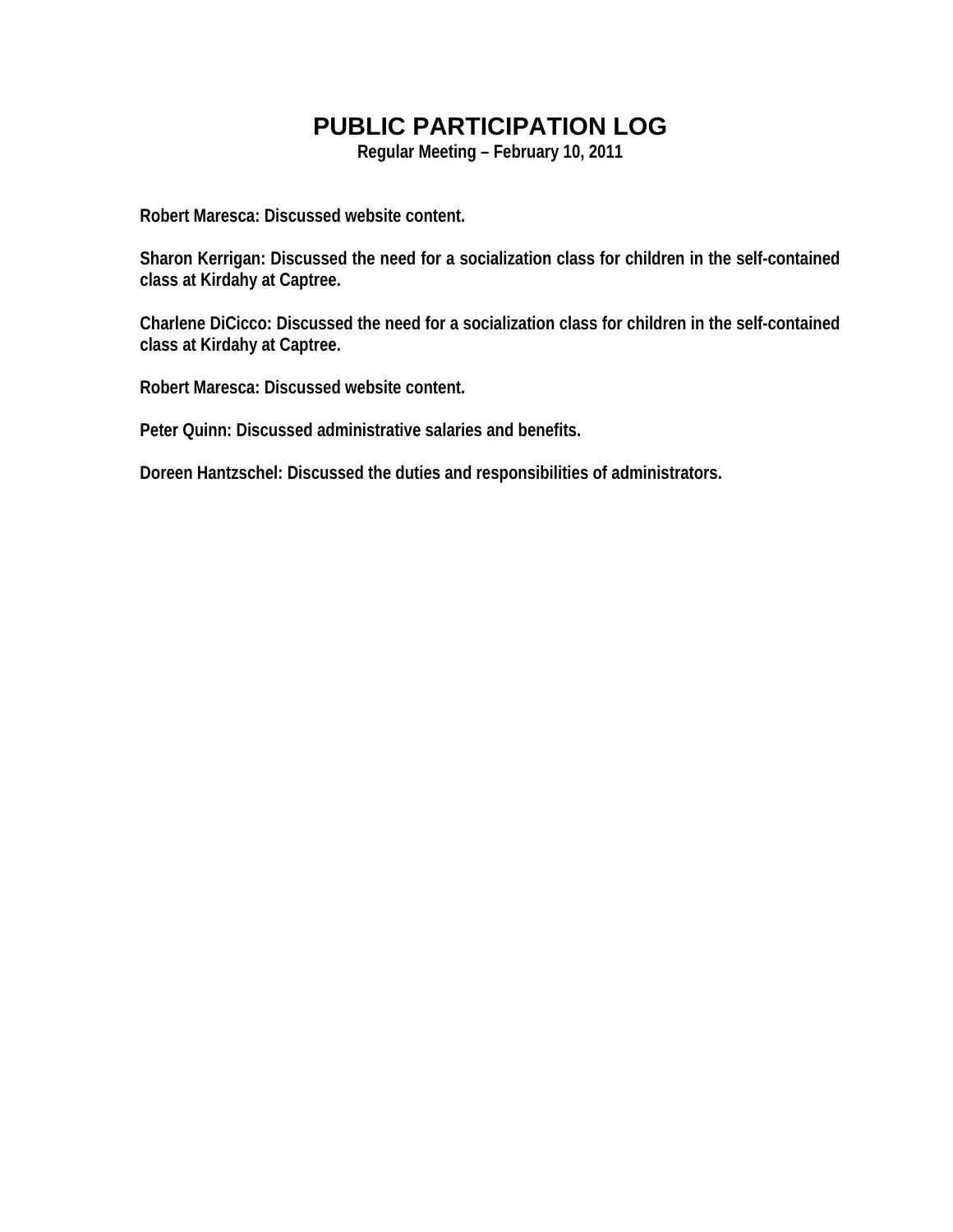# PUBLIC PARTICIPATION LOG

**Regular Meeting – February 10, 2011**

**Robert Maresca: Discussed website content.**

**Sharon Kerrigan: Discussed the need for a socialization class for children in the self-contained class at Kirdahy at Captree.**

**Charlene DiCicco: Discussed the need for a socialization class for children in the self-contained class at Kirdahy at Captree.**

**Robert Maresca: Discussed website content.**

**Peter Quinn: Discussed administrative salaries and benefits.**

**Doreen Hantzschel: Discussed the duties and responsibilities of administrators.**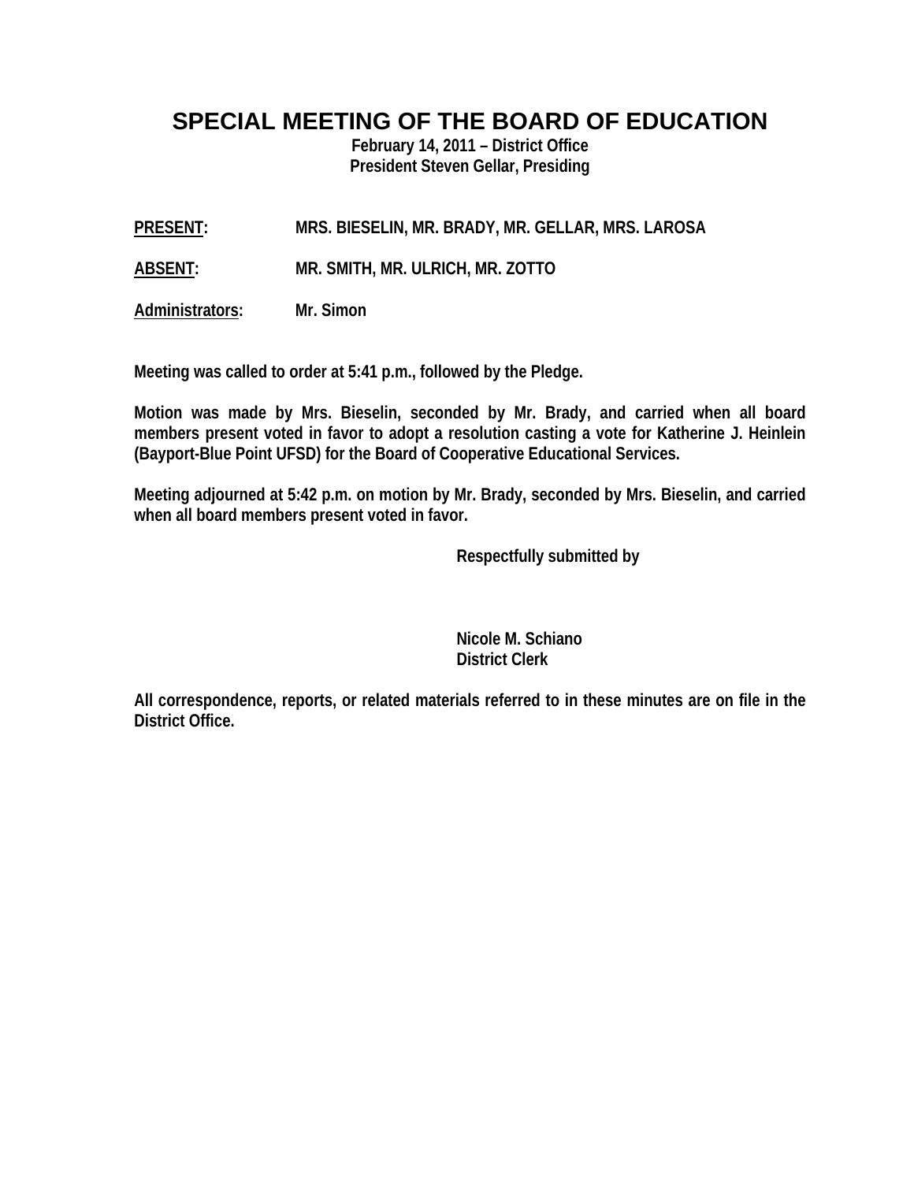# SPECIAL MEETING OF THE BOARD OF EDUCATION

**February 14, 2011 – District Office**
**President Steven Gellar, Presiding**

**PRESENT:** MRS. BIESELIN, MR. BRADY, MR. GELLAR, MRS. LAROSA

**ABSENT:** MR. SMITH, MR. ULRICH, MR. ZOTTO

**Administrators:** Mr. Simon

**Meeting was called to order at 5:41 p.m., followed by the Pledge.**

**Motion was made by Mrs. Bieselin, seconded by Mr. Brady, and carried when all board members present voted in favor to adopt a resolution casting a vote for Katherine J. Heinlein (Bayport-Blue Point UFSD) for the Board of Cooperative Educational Services.**

**Meeting adjourned at 5:42 p.m. on motion by Mr. Brady, seconded by Mrs. Bieselin, and carried when all board members present voted in favor.**

**Respectfully submitted by**

**Nicole M. Schiano**
**District Clerk**

**All correspondence, reports, or related materials referred to in these minutes are on file in the District Office.**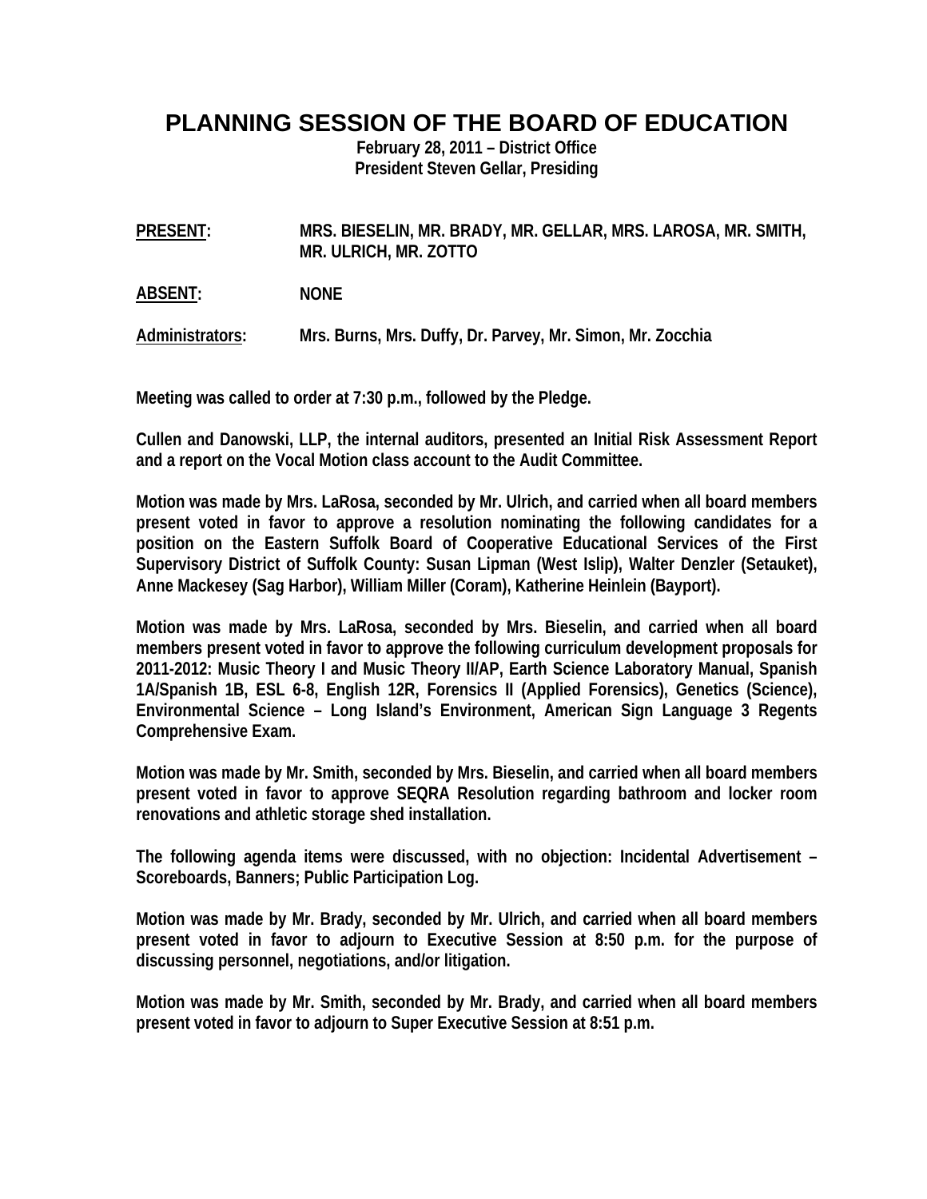# PLANNING SESSION OF THE BOARD OF EDUCATION

**February 28, 2011 – District Office**
**President Steven Gellar, Presiding**

**PRESENT:** MRS. BIESELIN, MR. BRADY, MR. GELLAR, MRS. LAROSA, MR. SMITH, MR. ULRICH, MR. ZOTTO

**ABSENT:** NONE

**Administrators:** Mrs. Burns, Mrs. Duffy, Dr. Parvey, Mr. Simon, Mr. Zocchia

Meeting was called to order at 7:30 p.m., followed by the Pledge.

Cullen and Danowski, LLP, the internal auditors, presented an Initial Risk Assessment Report and a report on the Vocal Motion class account to the Audit Committee.

Motion was made by Mrs. LaRosa, seconded by Mr. Ulrich, and carried when all board members present voted in favor to approve a resolution nominating the following candidates for a position on the Eastern Suffolk Board of Cooperative Educational Services of the First Supervisory District of Suffolk County: Susan Lipman (West Islip), Walter Denzler (Setauket), Anne Mackesey (Sag Harbor), William Miller (Coram), Katherine Heinlein (Bayport).

Motion was made by Mrs. LaRosa, seconded by Mrs. Bieselin, and carried when all board members present voted in favor to approve the following curriculum development proposals for 2011-2012: Music Theory I and Music Theory II/AP, Earth Science Laboratory Manual, Spanish 1A/Spanish 1B, ESL 6-8, English 12R, Forensics II (Applied Forensics), Genetics (Science), Environmental Science – Long Island's Environment, American Sign Language 3 Regents Comprehensive Exam.

Motion was made by Mr. Smith, seconded by Mrs. Bieselin, and carried when all board members present voted in favor to approve SEQRA Resolution regarding bathroom and locker room renovations and athletic storage shed installation.

The following agenda items were discussed, with no objection: Incidental Advertisement – Scoreboards, Banners; Public Participation Log.

Motion was made by Mr. Brady, seconded by Mr. Ulrich, and carried when all board members present voted in favor to adjourn to Executive Session at 8:50 p.m. for the purpose of discussing personnel, negotiations, and/or litigation.

Motion was made by Mr. Smith, seconded by Mr. Brady, and carried when all board members present voted in favor to adjourn to Super Executive Session at 8:51 p.m.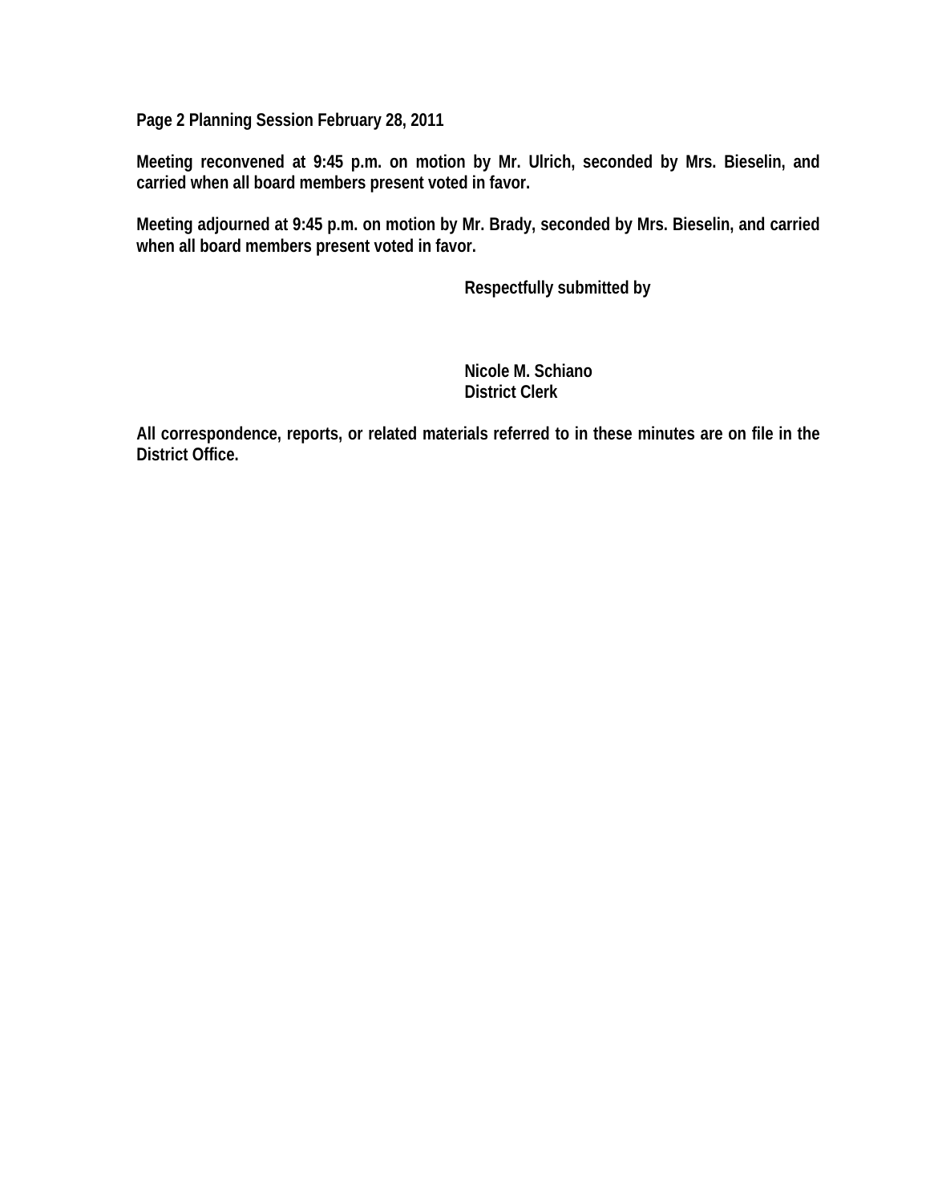**Page 2 Planning Session February 28, 2011**

**Meeting reconvened at 9:45 p.m. on motion by Mr. Ulrich, seconded by Mrs. Bieselin, and carried when all board members present voted in favor.**

**Meeting adjourned at 9:45 p.m. on motion by Mr. Brady, seconded by Mrs. Bieselin, and carried when all board members present voted in favor.**

**Respectfully submitted by**

**Nicole M. Schiano**
**District Clerk**

**All correspondence, reports, or related materials referred to in these minutes are on file in the District Office.**